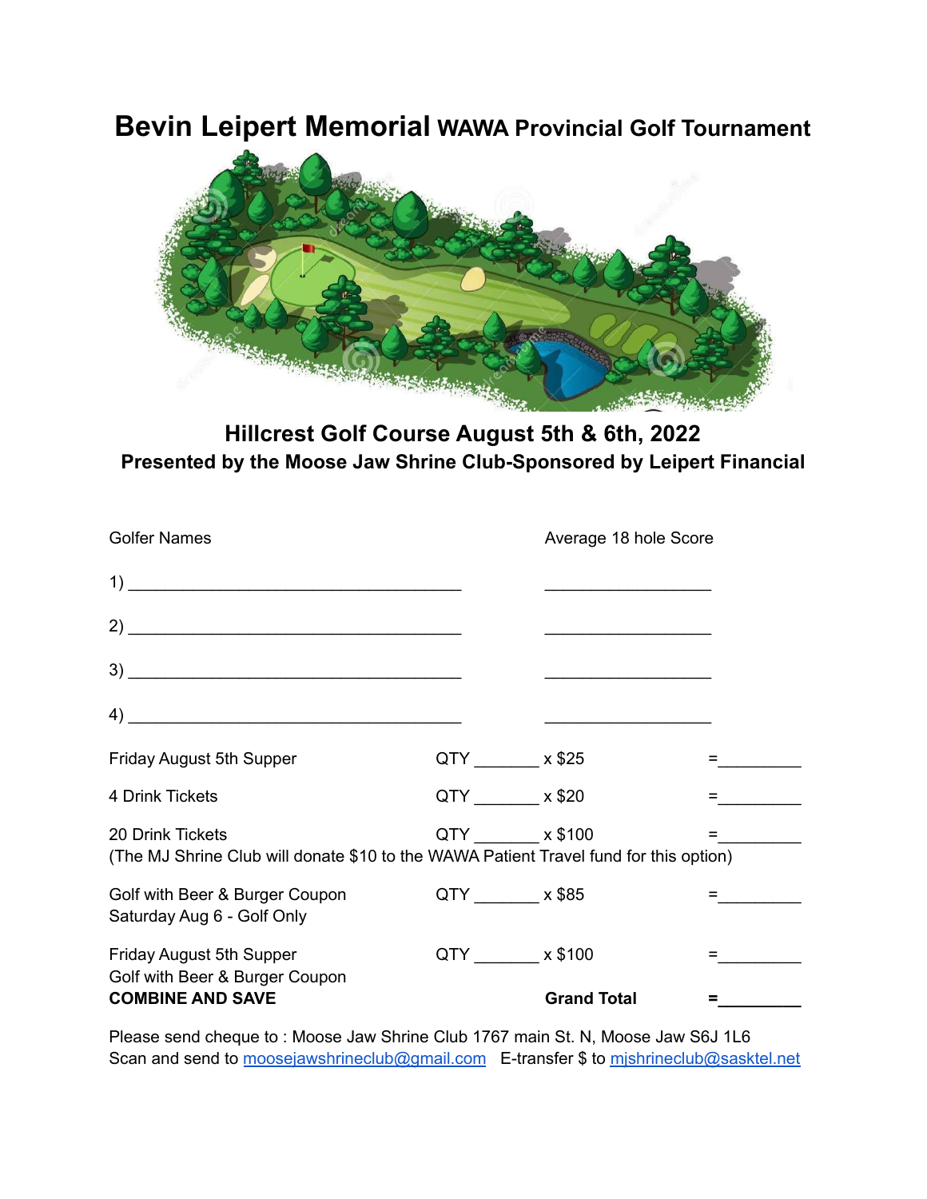# Bevin Leipert Memorial WAWA Provincial Golf Tournament

## Hillcrest Golf Course August 5th & 6th, 2022

### Presented by the Moose Jaw Shrine Club-Sponsored by Leipert Financial

| Golfer Names | Average 18 hole Score |
|---|---|
| 1) ____________________________________ | __________________ |
| 2) ____________________________________ | __________________ |
| 3) ____________________________________ | __________________ |
| 4) ____________________________________ | __________________ |

| Item | QTY | Price | Total |
|---|---|---|---|
| Friday August 5th Supper | QTY _______ | x $25 | =_________ |
| 4 Drink Tickets | QTY _______ | x $20 | =_________ |
| 20 Drink Tickets (The MJ Shrine Club will donate $10 to the WAWA Patient Travel fund for this option) | QTY _______ | x $100 | =_________ |
| Golf with Beer & Burger Coupon<br>Saturday Aug 6 - Golf Only | QTY _______ | x $85 | =_________ |
| Friday August 5th Supper<br>Golf with Beer & Burger Coupon<br>**COMBINE AND SAVE** | QTY _______ | x $100 | =_________ |
| | | **Grand Total** | **=_________** |

Please send cheque to : Moose Jaw Shrine Club 1767 main St. N, Moose Jaw S6J 1L6
Scan and send to moosejawshrineclub@gmail.com  E-transfer $ to mjshrineclub@sasktel.net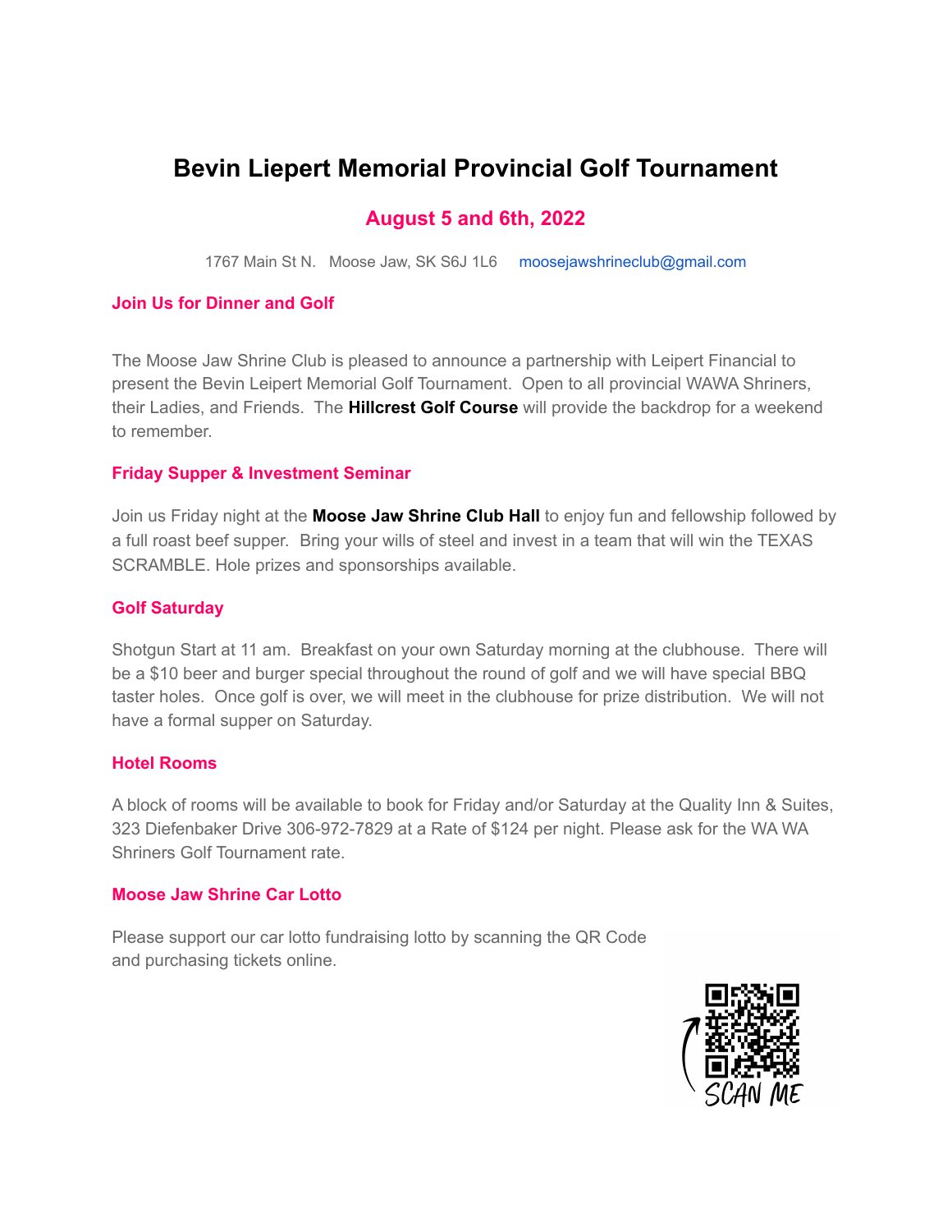# Bevin Liepert Memorial Provincial Golf Tournament

## August 5 and 6th, 2022

1767 Main St N. Moose Jaw, SK S6J 1L6 moosejawshrineclub@gmail.com

### Join Us for Dinner and Golf

The Moose Jaw Shrine Club is pleased to announce a partnership with Leipert Financial to present the Bevin Leipert Memorial Golf Tournament. Open to all provincial WAWA Shriners, their Ladies, and Friends. The **Hillcrest Golf Course** will provide the backdrop for a weekend to remember.

### Friday Supper & Investment Seminar

Join us Friday night at the **Moose Jaw Shrine Club Hall** to enjoy fun and fellowship followed by a full roast beef supper. Bring your wills of steel and invest in a team that will win the TEXAS SCRAMBLE. Hole prizes and sponsorships available.

### Golf Saturday

Shotgun Start at 11 am. Breakfast on your own Saturday morning at the clubhouse. There will be a $10 beer and burger special throughout the round of golf and we will have special BBQ taster holes. Once golf is over, we will meet in the clubhouse for prize distribution. We will not have a formal supper on Saturday.

### Hotel Rooms

A block of rooms will be available to book for Friday and/or Saturday at the Quality Inn & Suites, 323 Diefenbaker Drive 306-972-7829 at a Rate of $124 per night. Please ask for the WA WA Shriners Golf Tournament rate.

### Moose Jaw Shrine Car Lotto

Please support our car lotto fundraising lotto by scanning the QR Code and purchasing tickets online.

SCAN ME